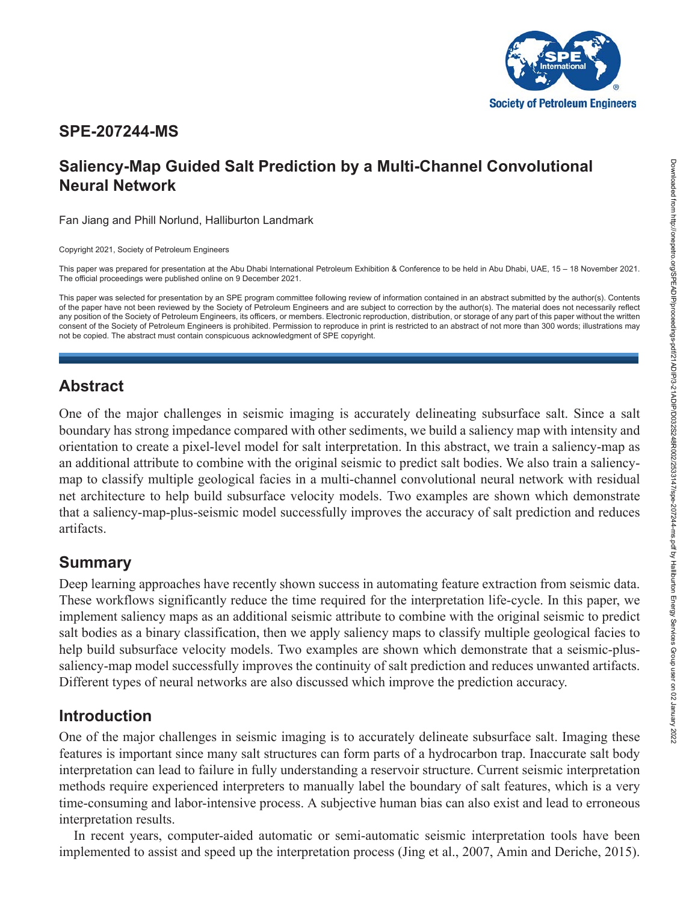# SPE-207244-MS

# Saliency-Map Guided Salt Prediction by a Multi-Channel Convolutional Neural Network

Fan Jiang and Phill Norlund, Halliburton Landmark

Copyright 2021, Society of Petroleum Engineers

This paper was prepared for presentation at the Abu Dhabi International Petroleum Exhibition & Conference to be held in Abu Dhabi, UAE, 15 – 18 November 2021. The official proceedings were published online on 9 December 2021.

This paper was selected for presentation by an SPE program committee following review of information contained in an abstract submitted by the author(s). Contents of the paper have not been reviewed by the Society of Petroleum Engineers and are subject to correction by the author(s). The material does not necessarily reflect any position of the Society of Petroleum Engineers, its officers, or members. Electronic reproduction, distribution, or storage of any part of this paper without the written consent of the Society of Petroleum Engineers is prohibited. Permission to reproduce in print is restricted to an abstract of not more than 300 words; illustrations may not be copied. The abstract must contain conspicuous acknowledgment of SPE copyright.

## Abstract

One of the major challenges in seismic imaging is accurately delineating subsurface salt. Since a salt boundary has strong impedance compared with other sediments, we build a saliency map with intensity and orientation to create a pixel-level model for salt interpretation. In this abstract, we train a saliency-map as an additional attribute to combine with the original seismic to predict salt bodies. We also train a saliency-map to classify multiple geological facies in a multi-channel convolutional neural network with residual net architecture to help build subsurface velocity models. Two examples are shown which demonstrate that a saliency-map-plus-seismic model successfully improves the accuracy of salt prediction and reduces artifacts.

## Summary

Deep learning approaches have recently shown success in automating feature extraction from seismic data. These workflows significantly reduce the time required for the interpretation life-cycle. In this paper, we implement saliency maps as an additional seismic attribute to combine with the original seismic to predict salt bodies as a binary classification, then we apply saliency maps to classify multiple geological facies to help build subsurface velocity models. Two examples are shown which demonstrate that a seismic-plus-saliency-map model successfully improves the continuity of salt prediction and reduces unwanted artifacts. Different types of neural networks are also discussed which improve the prediction accuracy.

## Introduction

One of the major challenges in seismic imaging is to accurately delineate subsurface salt. Imaging these features is important since many salt structures can form parts of a hydrocarbon trap. Inaccurate salt body interpretation can lead to failure in fully understanding a reservoir structure. Current seismic interpretation methods require experienced interpreters to manually label the boundary of salt features, which is a very time-consuming and labor-intensive process. A subjective human bias can also exist and lead to erroneous interpretation results.

In recent years, computer-aided automatic or semi-automatic seismic interpretation tools have been implemented to assist and speed up the interpretation process (Jing et al., 2007, Amin and Deriche, 2015).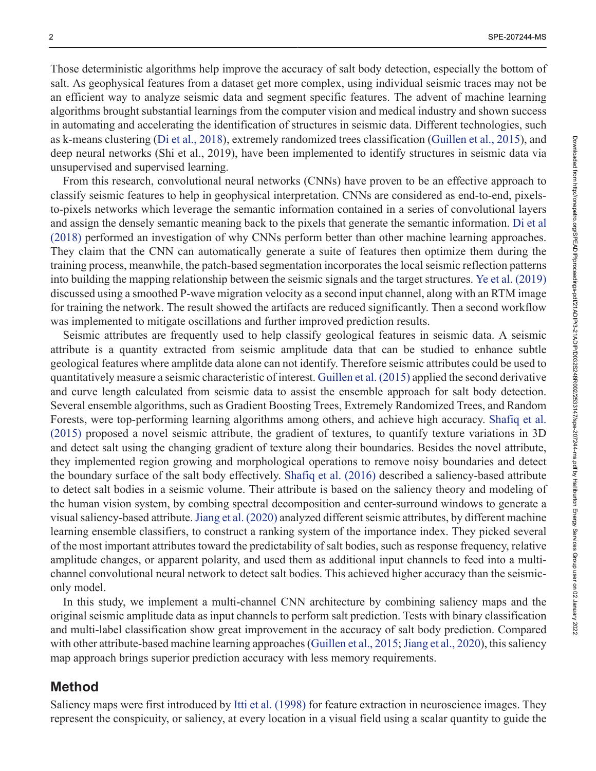Those deterministic algorithms help improve the accuracy of salt body detection, especially the bottom of salt. As geophysical features from a dataset get more complex, using individual seismic traces may not be an efficient way to analyze seismic data and segment specific features. The advent of machine learning algorithms brought substantial learnings from the computer vision and medical industry and shown success in automating and accelerating the identification of structures in seismic data. Different technologies, such as k-means clustering (Di et al., 2018), extremely randomized trees classification (Guillen et al., 2015), and deep neural networks (Shi et al., 2019), have been implemented to identify structures in seismic data via unsupervised and supervised learning.

From this research, convolutional neural networks (CNNs) have proven to be an effective approach to classify seismic features to help in geophysical interpretation. CNNs are considered as end-to-end, pixels-to-pixels networks which leverage the semantic information contained in a series of convolutional layers and assign the densely semantic meaning back to the pixels that generate the semantic information. Di et al (2018) performed an investigation of why CNNs perform better than other machine learning approaches. They claim that the CNN can automatically generate a suite of features then optimize them during the training process, meanwhile, the patch-based segmentation incorporates the local seismic reflection patterns into building the mapping relationship between the seismic signals and the target structures. Ye et al. (2019) discussed using a smoothed P-wave migration velocity as a second input channel, along with an RTM image for training the network. The result showed the artifacts are reduced significantly. Then a second workflow was implemented to mitigate oscillations and further improved prediction results.

Seismic attributes are frequently used to help classify geological features in seismic data. A seismic attribute is a quantity extracted from seismic amplitude data that can be studied to enhance subtle geological features where amplitde data alone can not identify. Therefore seismic attributes could be used to quantitatively measure a seismic characteristic of interest. Guillen et al. (2015) applied the second derivative and curve length calculated from seismic data to assist the ensemble approach for salt body detection. Several ensemble algorithms, such as Gradient Boosting Trees, Extremely Randomized Trees, and Random Forests, were top-performing learning algorithms among others, and achieve high accuracy. Shafiq et al. (2015) proposed a novel seismic attribute, the gradient of textures, to quantify texture variations in 3D and detect salt using the changing gradient of texture along their boundaries. Besides the novel attribute, they implemented region growing and morphological operations to remove noisy boundaries and detect the boundary surface of the salt body effectively. Shafiq et al. (2016) described a saliency-based attribute to detect salt bodies in a seismic volume. Their attribute is based on the saliency theory and modeling of the human vision system, by combing spectral decomposition and center-surround windows to generate a visual saliency-based attribute. Jiang et al. (2020) analyzed different seismic attributes, by different machine learning ensemble classifiers, to construct a ranking system of the importance index. They picked several of the most important attributes toward the predictability of salt bodies, such as response frequency, relative amplitude changes, or apparent polarity, and used them as additional input channels to feed into a multi-channel convolutional neural network to detect salt bodies. This achieved higher accuracy than the seismic-only model.

In this study, we implement a multi-channel CNN architecture by combining saliency maps and the original seismic amplitude data as input channels to perform salt prediction. Tests with binary classification and multi-label classification show great improvement in the accuracy of salt body prediction. Compared with other attribute-based machine learning approaches (Guillen et al., 2015; Jiang et al., 2020), this saliency map approach brings superior prediction accuracy with less memory requirements.

## Method

Saliency maps were first introduced by Itti et al. (1998) for feature extraction in neuroscience images. They represent the conspicuity, or saliency, at every location in a visual field using a scalar quantity to guide the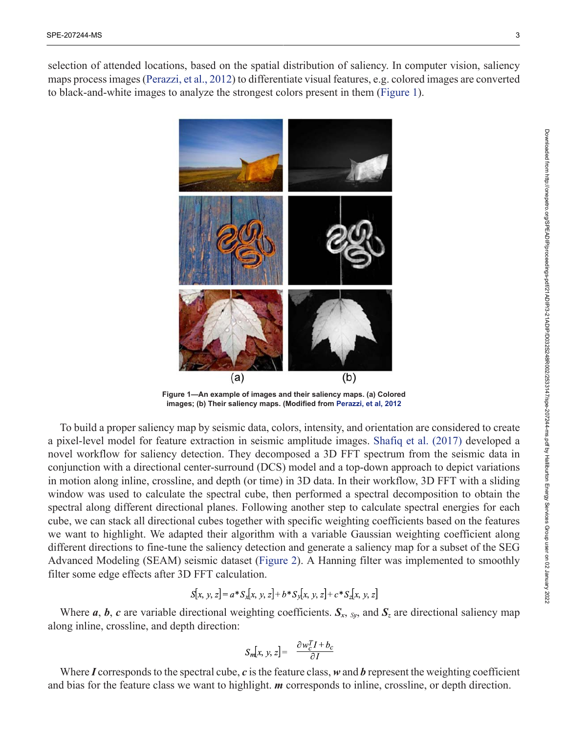selection of attended locations, based on the spatial distribution of saliency. In computer vision, saliency maps process images (Perazzi, et al., 2012) to differentiate visual features, e.g. colored images are converted to black-and-white images to analyze the strongest colors present in them (Figure 1).

**Figure 1—An example of images and their saliency maps. (a) Colored images; (b) Their saliency maps. (Modified from Perazzi, et al, 2012**

To build a proper saliency map by seismic data, colors, intensity, and orientation are considered to create a pixel-level model for feature extraction in seismic amplitude images. Shafiq et al. (2017) developed a novel workflow for saliency detection. They decomposed a 3D FFT spectrum from the seismic data in conjunction with a directional center-surround (DCS) model and a top-down approach to depict variations in motion along inline, crossline, and depth (or time) in 3D data. In their workflow, 3D FFT with a sliding window was used to calculate the spectral cube, then performed a spectral decomposition to obtain the spectral along different directional planes. Following another step to calculate spectral energies for each cube, we can stack all directional cubes together with specific weighting coefficients based on the features we want to highlight. We adapted their algorithm with a variable Gaussian weighting coefficient along different directions to fine-tune the saliency detection and generate a saliency map for a subset of the SEG Advanced Modeling (SEAM) seismic dataset (Figure 2). A Hanning filter was implemented to smoothly filter some edge effects after 3D FFT calculation.

$$S[x, y, z] = a * S_x[x, y, z] + b * S_y[x, y, z] + c * S_z[x, y, z]$$

Where ***a***, ***b***, ***c*** are variable directional weighting coefficients. $S_x$, $S_y$, and $S_z$ are directional saliency map along inline, crossline, and depth direction:

$$S_m[x, y, z] = \frac{\partial w_c^T I + b_c}{\partial I}$$

Where ***I*** corresponds to the spectral cube, ***c*** is the feature class, ***w*** and ***b*** represent the weighting coefficient and bias for the feature class we want to highlight. ***m*** corresponds to inline, crossline, or depth direction.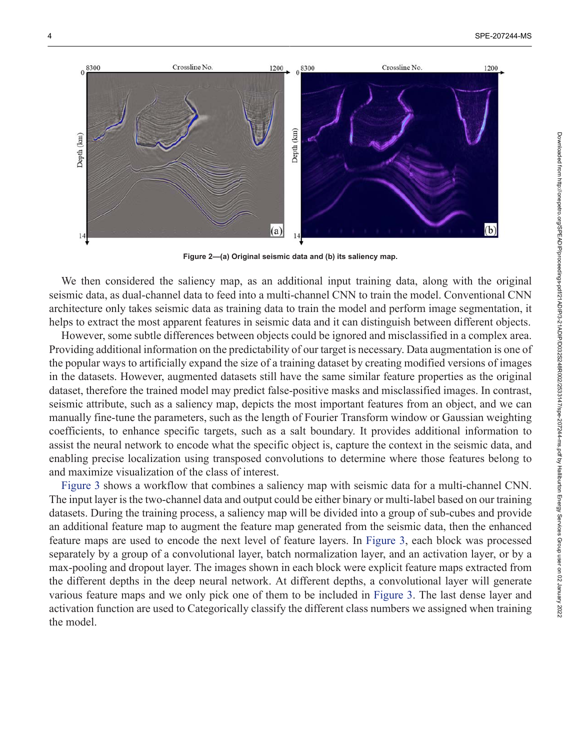Figure 2—(a) Original seismic data and (b) its saliency map.

We then considered the saliency map, as an additional input training data, along with the original seismic data, as dual-channel data to feed into a multi-channel CNN to train the model. Conventional CNN architecture only takes seismic data as training data to train the model and perform image segmentation, it helps to extract the most apparent features in seismic data and it can distinguish between different objects.

However, some subtle differences between objects could be ignored and misclassified in a complex area. Providing additional information on the predictability of our target is necessary. Data augmentation is one of the popular ways to artificially expand the size of a training dataset by creating modified versions of images in the datasets. However, augmented datasets still have the same similar feature properties as the original dataset, therefore the trained model may predict false-positive masks and misclassified images. In contrast, seismic attribute, such as a saliency map, depicts the most important features from an object, and we can manually fine-tune the parameters, such as the length of Fourier Transform window or Gaussian weighting coefficients, to enhance specific targets, such as a salt boundary. It provides additional information to assist the neural network to encode what the specific object is, capture the context in the seismic data, and enabling precise localization using transposed convolutions to determine where those features belong to and maximize visualization of the class of interest.

Figure 3 shows a workflow that combines a saliency map with seismic data for a multi-channel CNN. The input layer is the two-channel data and output could be either binary or multi-label based on our training datasets. During the training process, a saliency map will be divided into a group of sub-cubes and provide an additional feature map to augment the feature map generated from the seismic data, then the enhanced feature maps are used to encode the next level of feature layers. In Figure 3, each block was processed separately by a group of a convolutional layer, batch normalization layer, and an activation layer, or by a max-pooling and dropout layer. The images shown in each block were explicit feature maps extracted from the different depths in the deep neural network. At different depths, a convolutional layer will generate various feature maps and we only pick one of them to be included in Figure 3. The last dense layer and activation function are used to Categorically classify the different class numbers we assigned when training the model.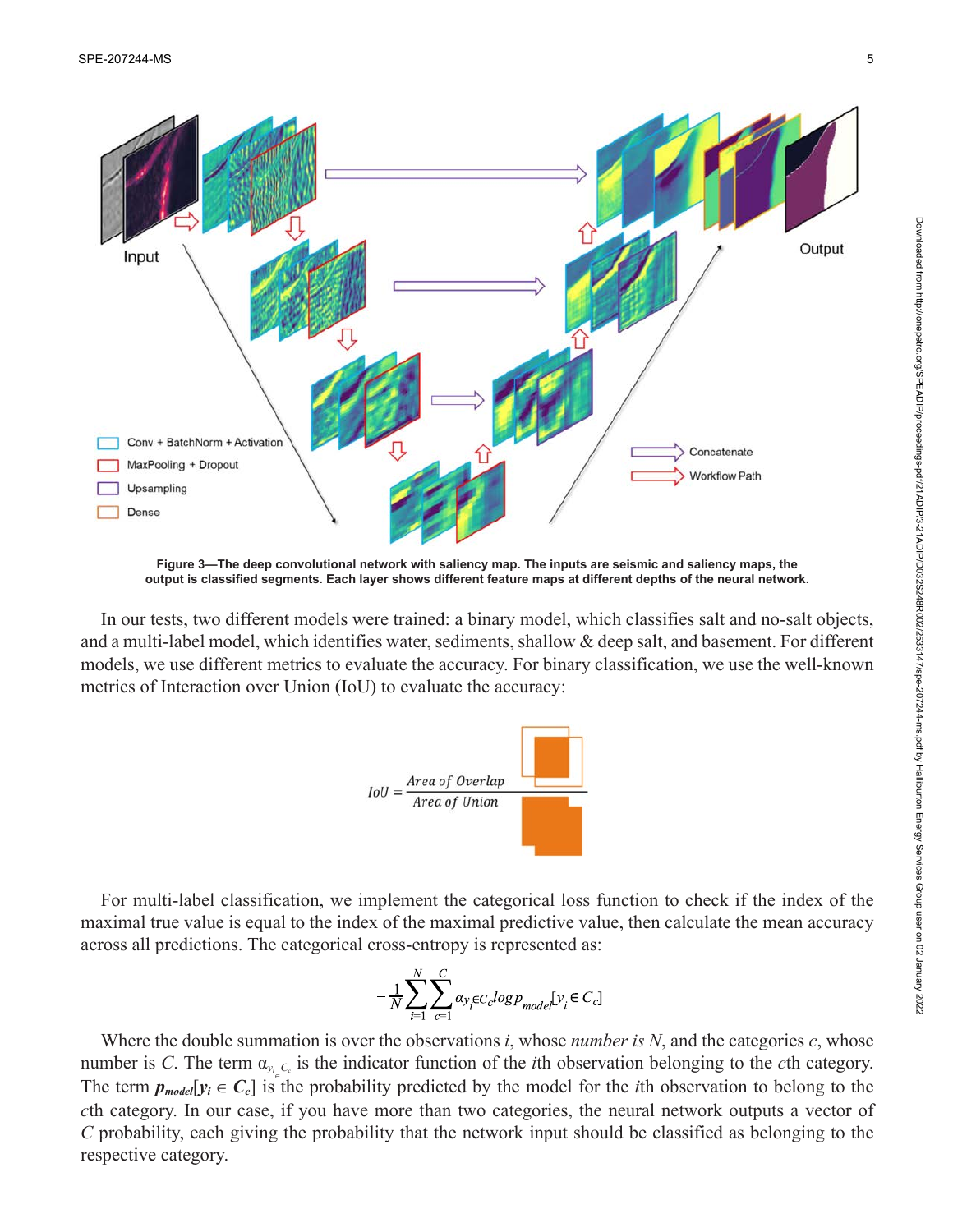Figure 3—The deep convolutional network with saliency map. The inputs are seismic and saliency maps, the output is classified segments. Each layer shows different feature maps at different depths of the neural network.

In our tests, two different models were trained: a binary model, which classifies salt and no-salt objects, and a multi-label model, which identifies water, sediments, shallow & deep salt, and basement. For different models, we use different metrics to evaluate the accuracy. For binary classification, we use the well-known metrics of Interaction over Union (IoU) to evaluate the accuracy:

$$IoU = \frac{Area\ of\ Overlap}{Area\ of\ Union}$$

For multi-label classification, we implement the categorical loss function to check if the index of the maximal true value is equal to the index of the maximal predictive value, then calculate the mean accuracy across all predictions. The categorical cross-entropy is represented as:

$$-\frac{1}{N}\sum_{i=1}^{N}\sum_{c=1}^{C} \alpha_{y_i \in C_c} \log p_{model}[y_i \in C_c]$$

Where the double summation is over the observations $i$, whose *number is* $N$, and the categories $c$, whose number is $C$. The term $\alpha_{y_i \in C_c}$ is the indicator function of the $i$th observation belonging to the $c$th category. The term $\boldsymbol{p_{model}}[\boldsymbol{y_i} \in \boldsymbol{C_c}]$ is the probability predicted by the model for the $i$th observation to belong to the $c$th category. In our case, if you have more than two categories, the neural network outputs a vector of $C$ probability, each giving the probability that the network input should be classified as belonging to the respective category.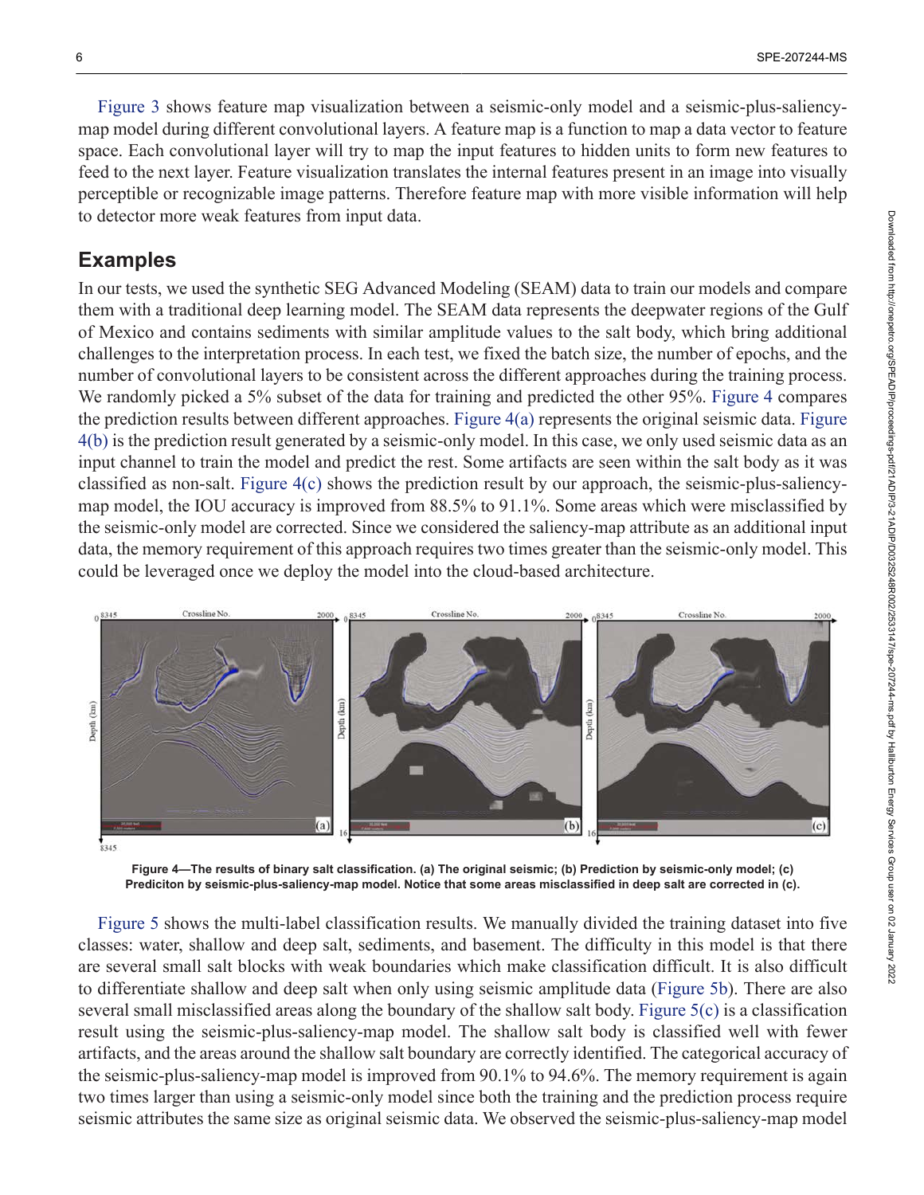Figure 3 shows feature map visualization between a seismic-only model and a seismic-plus-saliency-map model during different convolutional layers. A feature map is a function to map a data vector to feature space. Each convolutional layer will try to map the input features to hidden units to form new features to feed to the next layer. Feature visualization translates the internal features present in an image into visually perceptible or recognizable image patterns. Therefore feature map with more visible information will help to detector more weak features from input data.

## Examples

In our tests, we used the synthetic SEG Advanced Modeling (SEAM) data to train our models and compare them with a traditional deep learning model. The SEAM data represents the deepwater regions of the Gulf of Mexico and contains sediments with similar amplitude values to the salt body, which bring additional challenges to the interpretation process. In each test, we fixed the batch size, the number of epochs, and the number of convolutional layers to be consistent across the different approaches during the training process. We randomly picked a 5% subset of the data for training and predicted the other 95%. Figure 4 compares the prediction results between different approaches. Figure 4(a) represents the original seismic data. Figure 4(b) is the prediction result generated by a seismic-only model. In this case, we only used seismic data as an input channel to train the model and predict the rest. Some artifacts are seen within the salt body as it was classified as non-salt. Figure 4(c) shows the prediction result by our approach, the seismic-plus-saliency-map model, the IOU accuracy is improved from 88.5% to 91.1%. Some areas which were misclassified by the seismic-only model are corrected. Since we considered the saliency-map attribute as an additional input data, the memory requirement of this approach requires two times greater than the seismic-only model. This could be leveraged once we deploy the model into the cloud-based architecture.

**Figure 4—The results of binary salt classification. (a) The original seismic; (b) Prediction by seismic-only model; (c) Prediciton by seismic-plus-saliency-map model. Notice that some areas misclassified in deep salt are corrected in (c).**

Figure 5 shows the multi-label classification results. We manually divided the training dataset into five classes: water, shallow and deep salt, sediments, and basement. The difficulty in this model is that there are several small salt blocks with weak boundaries which make classification difficult. It is also difficult to differentiate shallow and deep salt when only using seismic amplitude data (Figure 5b). There are also several small misclassified areas along the boundary of the shallow salt body. Figure 5(c) is a classification result using the seismic-plus-saliency-map model. The shallow salt body is classified well with fewer artifacts, and the areas around the shallow salt boundary are correctly identified. The categorical accuracy of the seismic-plus-saliency-map model is improved from 90.1% to 94.6%. The memory requirement is again two times larger than using a seismic-only model since both the training and the prediction process require seismic attributes the same size as original seismic data. We observed the seismic-plus-saliency-map model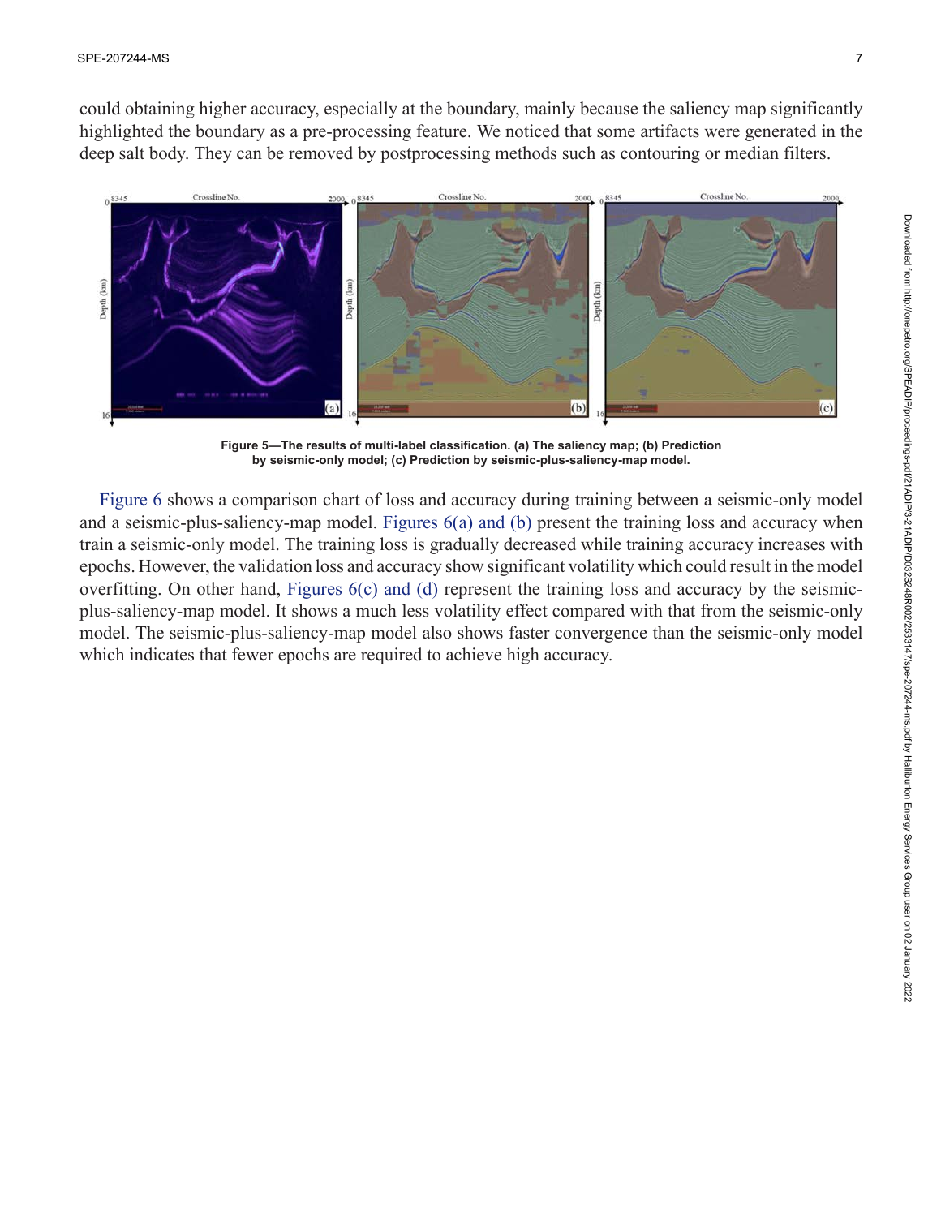could obtaining higher accuracy, especially at the boundary, mainly because the saliency map significantly highlighted the boundary as a pre-processing feature. We noticed that some artifacts were generated in the deep salt body. They can be removed by postprocessing methods such as contouring or median filters.

**Figure 5—The results of multi-label classification. (a) The saliency map; (b) Prediction by seismic-only model; (c) Prediction by seismic-plus-saliency-map model.**

Figure 6 shows a comparison chart of loss and accuracy during training between a seismic-only model and a seismic-plus-saliency-map model. Figures 6(a) and (b) present the training loss and accuracy when train a seismic-only model. The training loss is gradually decreased while training accuracy increases with epochs. However, the validation loss and accuracy show significant volatility which could result in the model overfitting. On other hand, Figures 6(c) and (d) represent the training loss and accuracy by the seismic-plus-saliency-map model. It shows a much less volatility effect compared with that from the seismic-only model. The seismic-plus-saliency-map model also shows faster convergence than the seismic-only model which indicates that fewer epochs are required to achieve high accuracy.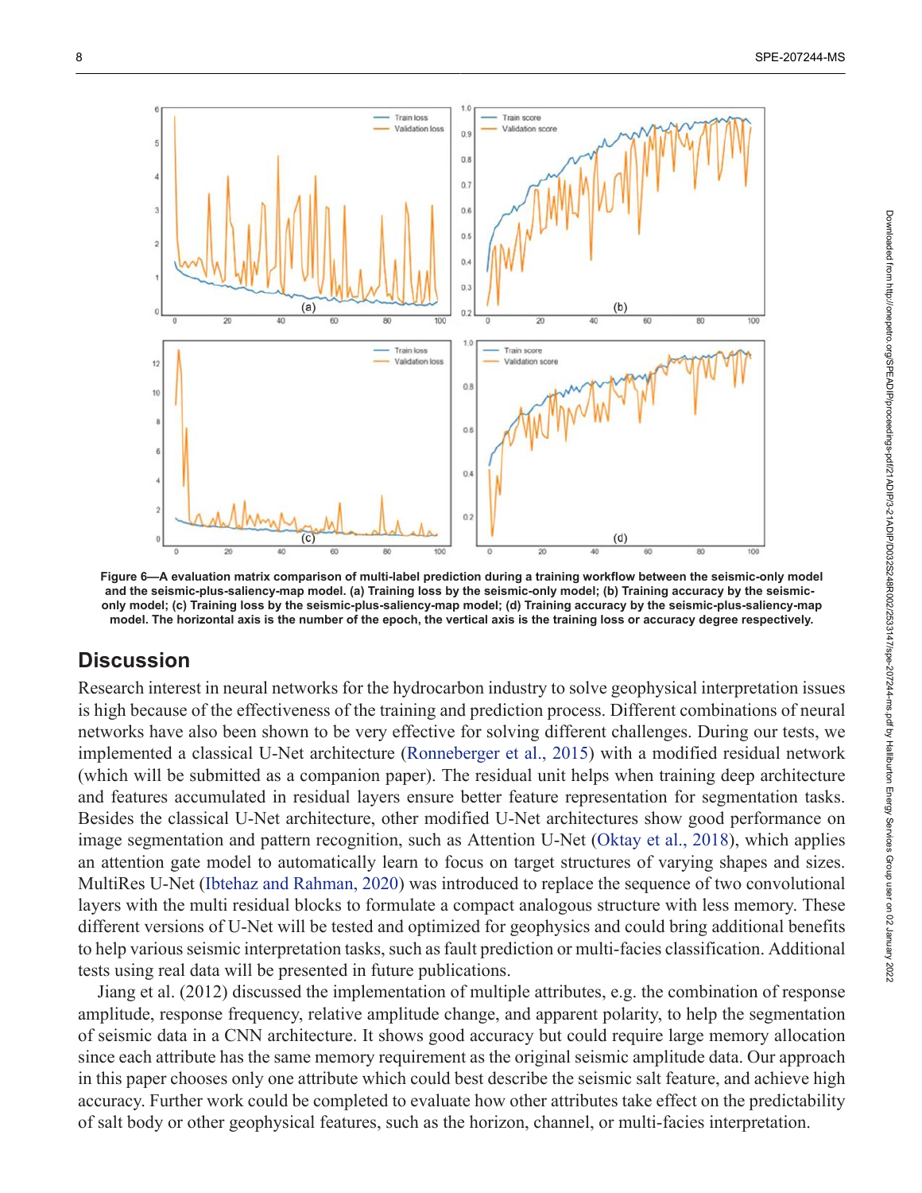**Figure 6—A evaluation matrix comparison of multi-label prediction during a training workflow between the seismic-only model and the seismic-plus-saliency-map model. (a) Training loss by the seismic-only model; (b) Training accuracy by the seismic-only model; (c) Training loss by the seismic-plus-saliency-map model; (d) Training accuracy by the seismic-plus-saliency-map model. The horizontal axis is the number of the epoch, the vertical axis is the training loss or accuracy degree respectively.**

## Discussion

Research interest in neural networks for the hydrocarbon industry to solve geophysical interpretation issues is high because of the effectiveness of the training and prediction process. Different combinations of neural networks have also been shown to be very effective for solving different challenges. During our tests, we implemented a classical U-Net architecture (Ronneberger et al., 2015) with a modified residual network (which will be submitted as a companion paper). The residual unit helps when training deep architecture and features accumulated in residual layers ensure better feature representation for segmentation tasks. Besides the classical U-Net architecture, other modified U-Net architectures show good performance on image segmentation and pattern recognition, such as Attention U-Net (Oktay et al., 2018), which applies an attention gate model to automatically learn to focus on target structures of varying shapes and sizes. MultiRes U-Net (Ibtehaz and Rahman, 2020) was introduced to replace the sequence of two convolutional layers with the multi residual blocks to formulate a compact analogous structure with less memory. These different versions of U-Net will be tested and optimized for geophysics and could bring additional benefits to help various seismic interpretation tasks, such as fault prediction or multi-facies classification. Additional tests using real data will be presented in future publications.

Jiang et al. (2012) discussed the implementation of multiple attributes, e.g. the combination of response amplitude, response frequency, relative amplitude change, and apparent polarity, to help the segmentation of seismic data in a CNN architecture. It shows good accuracy but could require large memory allocation since each attribute has the same memory requirement as the original seismic amplitude data. Our approach in this paper chooses only one attribute which could best describe the seismic salt feature, and achieve high accuracy. Further work could be completed to evaluate how other attributes take effect on the predictability of salt body or other geophysical features, such as the horizon, channel, or multi-facies interpretation.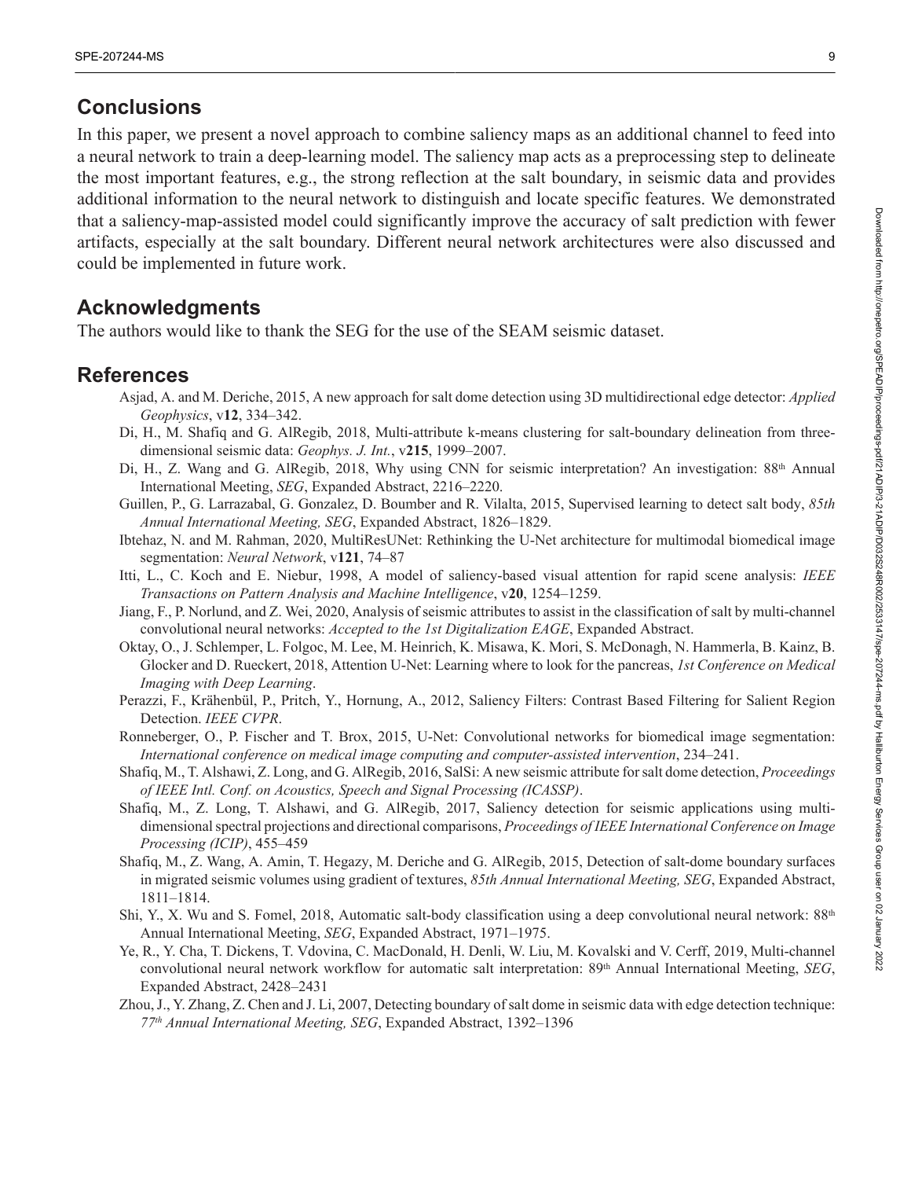## Conclusions

In this paper, we present a novel approach to combine saliency maps as an additional channel to feed into a neural network to train a deep-learning model. The saliency map acts as a preprocessing step to delineate the most important features, e.g., the strong reflection at the salt boundary, in seismic data and provides additional information to the neural network to distinguish and locate specific features. We demonstrated that a saliency-map-assisted model could significantly improve the accuracy of salt prediction with fewer artifacts, especially at the salt boundary. Different neural network architectures were also discussed and could be implemented in future work.

## Acknowledgments

The authors would like to thank the SEG for the use of the SEAM seismic dataset.

## References

Asjad, A. and M. Deriche, 2015, A new approach for salt dome detection using 3D multidirectional edge detector: *Applied Geophysics*, v**12**, 334–342.

Di, H., M. Shafiq and G. AlRegib, 2018, Multi-attribute k-means clustering for salt-boundary delineation from three-dimensional seismic data: *Geophys. J. Int.*, v**215**, 1999–2007.

Di, H., Z. Wang and G. AlRegib, 2018, Why using CNN for seismic interpretation? An investigation: 88th Annual International Meeting, *SEG*, Expanded Abstract, 2216–2220.

Guillen, P., G. Larrazabal, G. Gonzalez, D. Boumber and R. Vilalta, 2015, Supervised learning to detect salt body, *85th Annual International Meeting, SEG*, Expanded Abstract, 1826–1829.

Ibtehaz, N. and M. Rahman, 2020, MultiResUNet: Rethinking the U-Net architecture for multimodal biomedical image segmentation: *Neural Network*, v**121**, 74–87

Itti, L., C. Koch and E. Niebur, 1998, A model of saliency-based visual attention for rapid scene analysis: *IEEE Transactions on Pattern Analysis and Machine Intelligence*, v**20**, 1254–1259.

Jiang, F., P. Norlund, and Z. Wei, 2020, Analysis of seismic attributes to assist in the classification of salt by multi-channel convolutional neural networks: *Accepted to the 1st Digitalization EAGE*, Expanded Abstract.

Oktay, O., J. Schlemper, L. Folgoc, M. Lee, M. Heinrich, K. Misawa, K. Mori, S. McDonagh, N. Hammerla, B. Kainz, B. Glocker and D. Rueckert, 2018, Attention U-Net: Learning where to look for the pancreas, *1st Conference on Medical Imaging with Deep Learning*.

Perazzi, F., Krähenbül, P., Pritch, Y., Hornung, A., 2012, Saliency Filters: Contrast Based Filtering for Salient Region Detection. *IEEE CVPR*.

Ronneberger, O., P. Fischer and T. Brox, 2015, U-Net: Convolutional networks for biomedical image segmentation: *International conference on medical image computing and computer-assisted intervention*, 234–241.

Shafiq, M., T. Alshawi, Z. Long, and G. AlRegib, 2016, SalSi: A new seismic attribute for salt dome detection, *Proceedings of IEEE Intl. Conf. on Acoustics, Speech and Signal Processing (ICASSP)*.

Shafiq, M., Z. Long, T. Alshawi, and G. AlRegib, 2017, Saliency detection for seismic applications using multi-dimensional spectral projections and directional comparisons, *Proceedings of IEEE International Conference on Image Processing (ICIP)*, 455–459

Shafiq, M., Z. Wang, A. Amin, T. Hegazy, M. Deriche and G. AlRegib, 2015, Detection of salt-dome boundary surfaces in migrated seismic volumes using gradient of textures, *85th Annual International Meeting, SEG*, Expanded Abstract, 1811–1814.

Shi, Y., X. Wu and S. Fomel, 2018, Automatic salt-body classification using a deep convolutional neural network: 88th Annual International Meeting, *SEG*, Expanded Abstract, 1971–1975.

Ye, R., Y. Cha, T. Dickens, T. Vdovina, C. MacDonald, H. Denli, W. Liu, M. Kovalski and V. Cerff, 2019, Multi-channel convolutional neural network workflow for automatic salt interpretation: 89th Annual International Meeting, *SEG*, Expanded Abstract, 2428–2431

Zhou, J., Y. Zhang, Z. Chen and J. Li, 2007, Detecting boundary of salt dome in seismic data with edge detection technique: *77th Annual International Meeting, SEG*, Expanded Abstract, 1392–1396